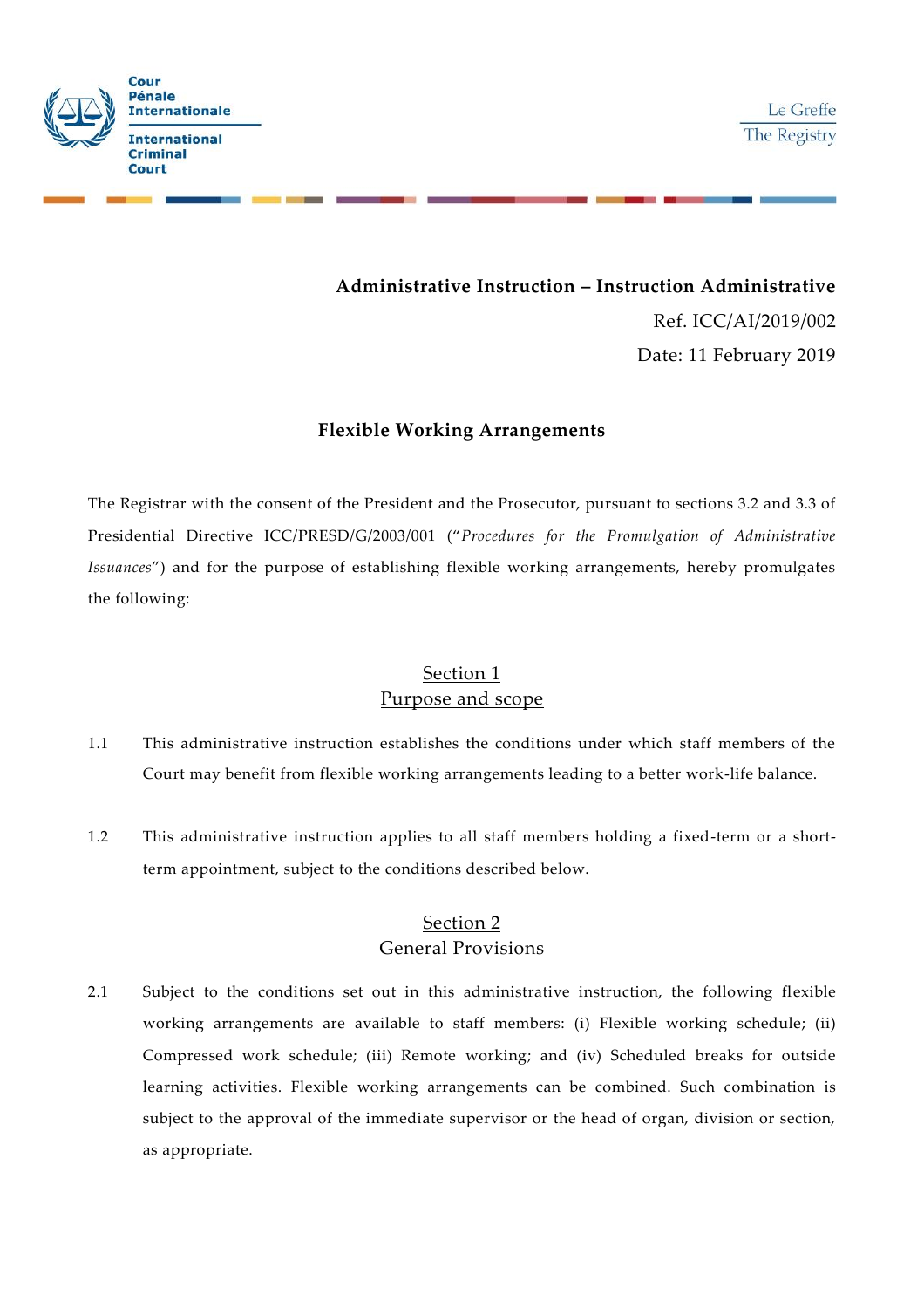Cour Pénale Internationale

International Criminal Court

Le Greffe

The Registry

**Administrative Instruction – Instruction Administrative**

Ref. ICC/AI/2019/002

Date: 11 February 2019

# Flexible Working Arrangements

The Registrar with the consent of the President and the Prosecutor, pursuant to sections 3.2 and 3.3 of Presidential Directive ICC/PRESD/G/2003/001 ("*Procedures for the Promulgation of Administrative Issuances*") and for the purpose of establishing flexible working arrangements, hereby promulgates the following:

## Section 1
## Purpose and scope

1.1 This administrative instruction establishes the conditions under which staff members of the Court may benefit from flexible working arrangements leading to a better work-life balance.

1.2 This administrative instruction applies to all staff members holding a fixed-term or a short-term appointment, subject to the conditions described below.

## Section 2
## General Provisions

2.1 Subject to the conditions set out in this administrative instruction, the following flexible working arrangements are available to staff members: (i) Flexible working schedule; (ii) Compressed work schedule; (iii) Remote working; and (iv) Scheduled breaks for outside learning activities. Flexible working arrangements can be combined. Such combination is subject to the approval of the immediate supervisor or the head of organ, division or section, as appropriate.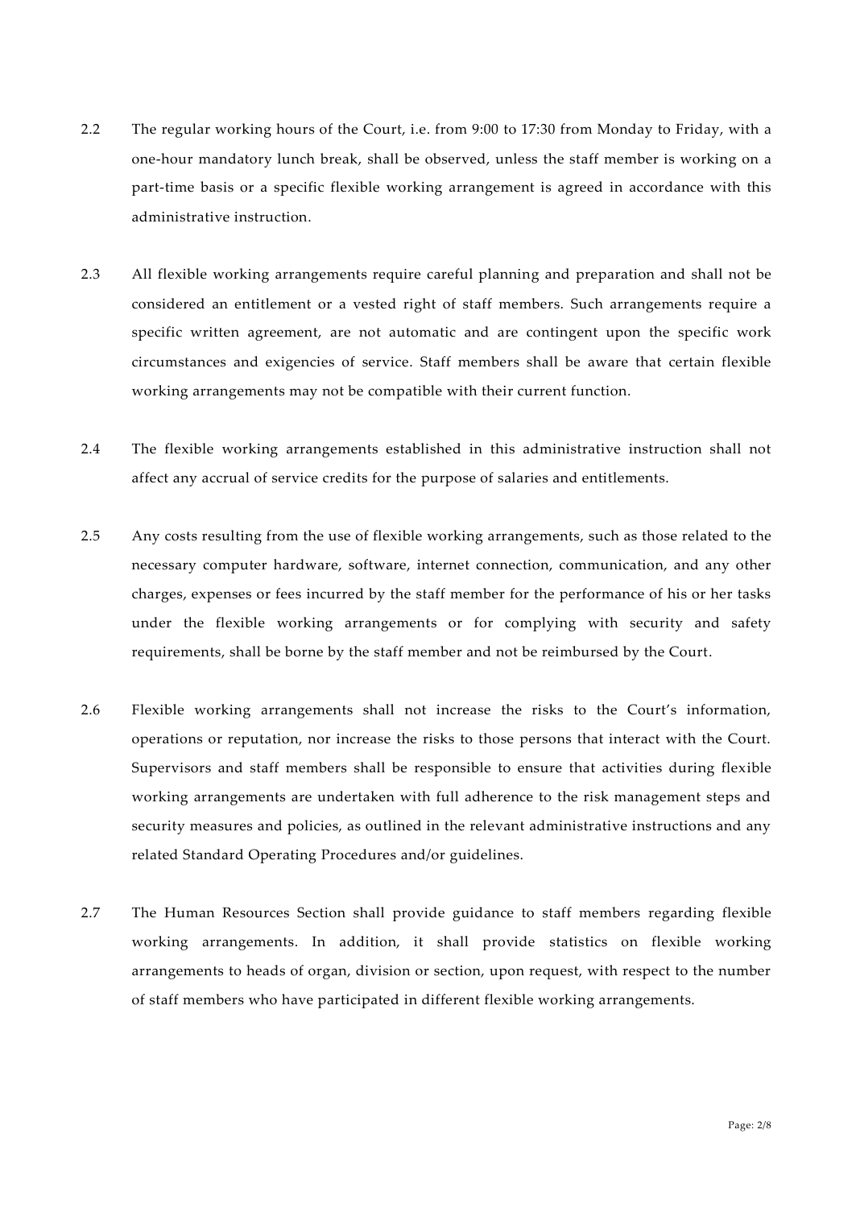2.2 The regular working hours of the Court, i.e. from 9:00 to 17:30 from Monday to Friday, with a one-hour mandatory lunch break, shall be observed, unless the staff member is working on a part-time basis or a specific flexible working arrangement is agreed in accordance with this administrative instruction.

2.3 All flexible working arrangements require careful planning and preparation and shall not be considered an entitlement or a vested right of staff members. Such arrangements require a specific written agreement, are not automatic and are contingent upon the specific work circumstances and exigencies of service. Staff members shall be aware that certain flexible working arrangements may not be compatible with their current function.

2.4 The flexible working arrangements established in this administrative instruction shall not affect any accrual of service credits for the purpose of salaries and entitlements.

2.5 Any costs resulting from the use of flexible working arrangements, such as those related to the necessary computer hardware, software, internet connection, communication, and any other charges, expenses or fees incurred by the staff member for the performance of his or her tasks under the flexible working arrangements or for complying with security and safety requirements, shall be borne by the staff member and not be reimbursed by the Court.

2.6 Flexible working arrangements shall not increase the risks to the Court's information, operations or reputation, nor increase the risks to those persons that interact with the Court. Supervisors and staff members shall be responsible to ensure that activities during flexible working arrangements are undertaken with full adherence to the risk management steps and security measures and policies, as outlined in the relevant administrative instructions and any related Standard Operating Procedures and/or guidelines.

2.7 The Human Resources Section shall provide guidance to staff members regarding flexible working arrangements. In addition, it shall provide statistics on flexible working arrangements to heads of organ, division or section, upon request, with respect to the number of staff members who have participated in different flexible working arrangements.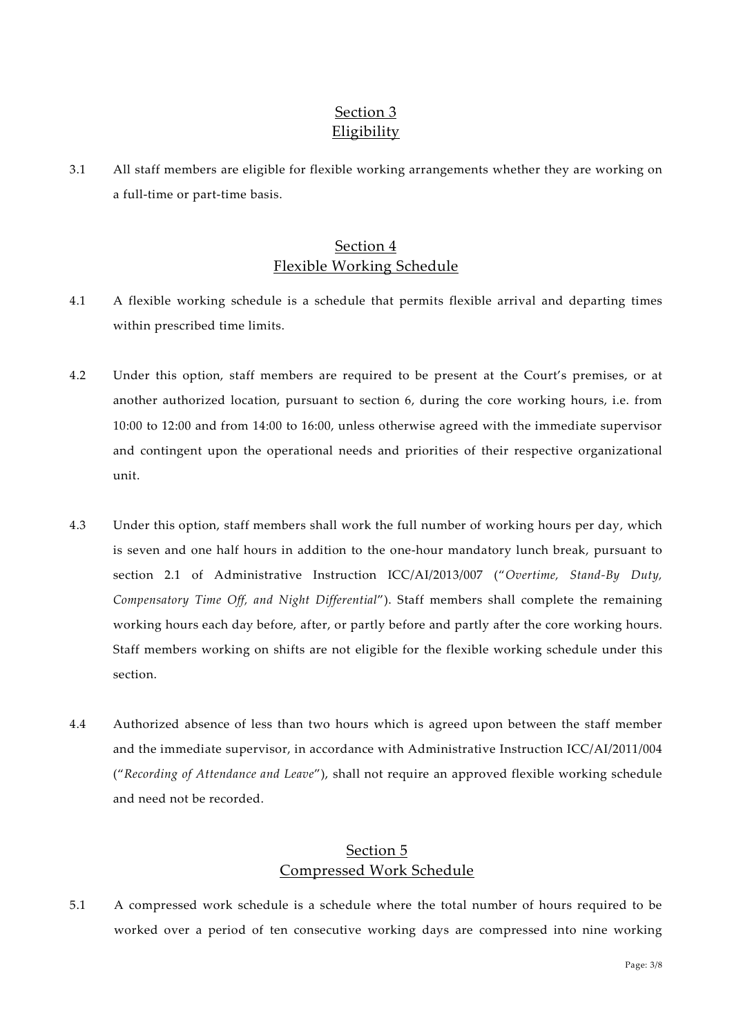## Section 3
## Eligibility

3.1 All staff members are eligible for flexible working arrangements whether they are working on a full-time or part-time basis.

## Section 4
## Flexible Working Schedule

4.1 A flexible working schedule is a schedule that permits flexible arrival and departing times within prescribed time limits.

4.2 Under this option, staff members are required to be present at the Court's premises, or at another authorized location, pursuant to section 6, during the core working hours, i.e. from 10:00 to 12:00 and from 14:00 to 16:00, unless otherwise agreed with the immediate supervisor and contingent upon the operational needs and priorities of their respective organizational unit.

4.3 Under this option, staff members shall work the full number of working hours per day, which is seven and one half hours in addition to the one-hour mandatory lunch break, pursuant to section 2.1 of Administrative Instruction ICC/AI/2013/007 ("*Overtime, Stand-By Duty, Compensatory Time Off, and Night Differential*"). Staff members shall complete the remaining working hours each day before, after, or partly before and partly after the core working hours. Staff members working on shifts are not eligible for the flexible working schedule under this section.

4.4 Authorized absence of less than two hours which is agreed upon between the staff member and the immediate supervisor, in accordance with Administrative Instruction ICC/AI/2011/004 ("*Recording of Attendance and Leave*"), shall not require an approved flexible working schedule and need not be recorded.

## Section 5
## Compressed Work Schedule

5.1 A compressed work schedule is a schedule where the total number of hours required to be worked over a period of ten consecutive working days are compressed into nine working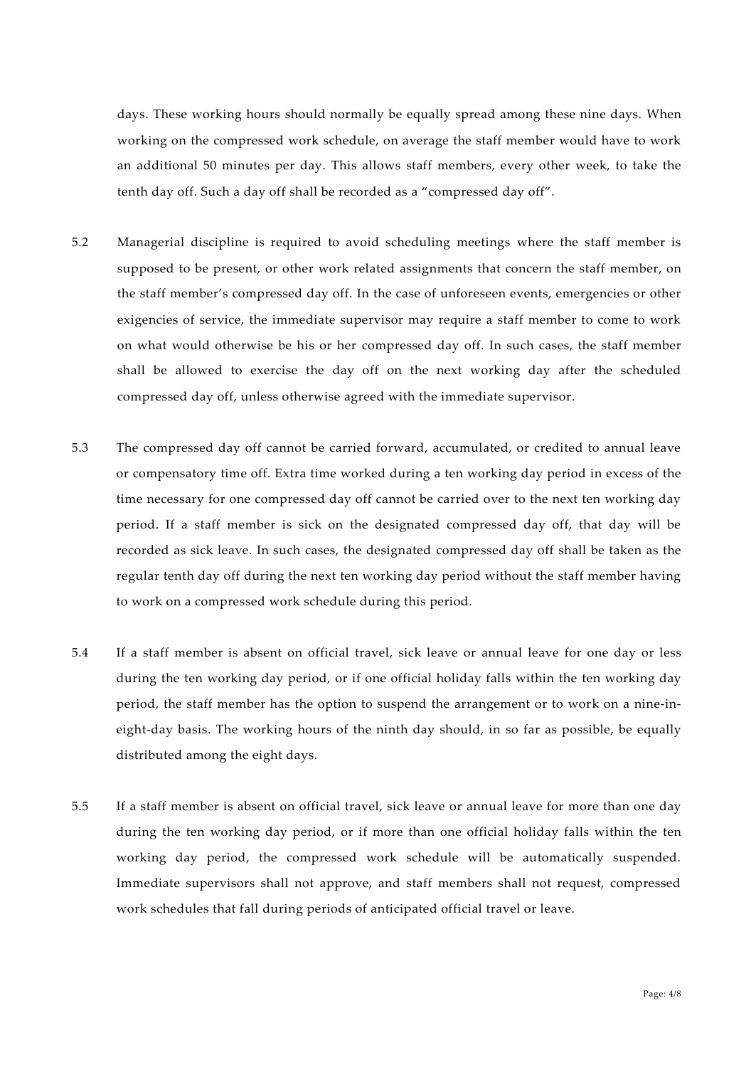days. These working hours should normally be equally spread among these nine days. When working on the compressed work schedule, on average the staff member would have to work an additional 50 minutes per day. This allows staff members, every other week, to take the tenth day off. Such a day off shall be recorded as a "compressed day off".

5.2 Managerial discipline is required to avoid scheduling meetings where the staff member is supposed to be present, or other work related assignments that concern the staff member, on the staff member's compressed day off. In the case of unforeseen events, emergencies or other exigencies of service, the immediate supervisor may require a staff member to come to work on what would otherwise be his or her compressed day off. In such cases, the staff member shall be allowed to exercise the day off on the next working day after the scheduled compressed day off, unless otherwise agreed with the immediate supervisor.

5.3 The compressed day off cannot be carried forward, accumulated, or credited to annual leave or compensatory time off. Extra time worked during a ten working day period in excess of the time necessary for one compressed day off cannot be carried over to the next ten working day period. If a staff member is sick on the designated compressed day off, that day will be recorded as sick leave. In such cases, the designated compressed day off shall be taken as the regular tenth day off during the next ten working day period without the staff member having to work on a compressed work schedule during this period.

5.4 If a staff member is absent on official travel, sick leave or annual leave for one day or less during the ten working day period, or if one official holiday falls within the ten working day period, the staff member has the option to suspend the arrangement or to work on a nine-in-eight-day basis. The working hours of the ninth day should, in so far as possible, be equally distributed among the eight days.

5.5 If a staff member is absent on official travel, sick leave or annual leave for more than one day during the ten working day period, or if more than one official holiday falls within the ten working day period, the compressed work schedule will be automatically suspended. Immediate supervisors shall not approve, and staff members shall not request, compressed work schedules that fall during periods of anticipated official travel or leave.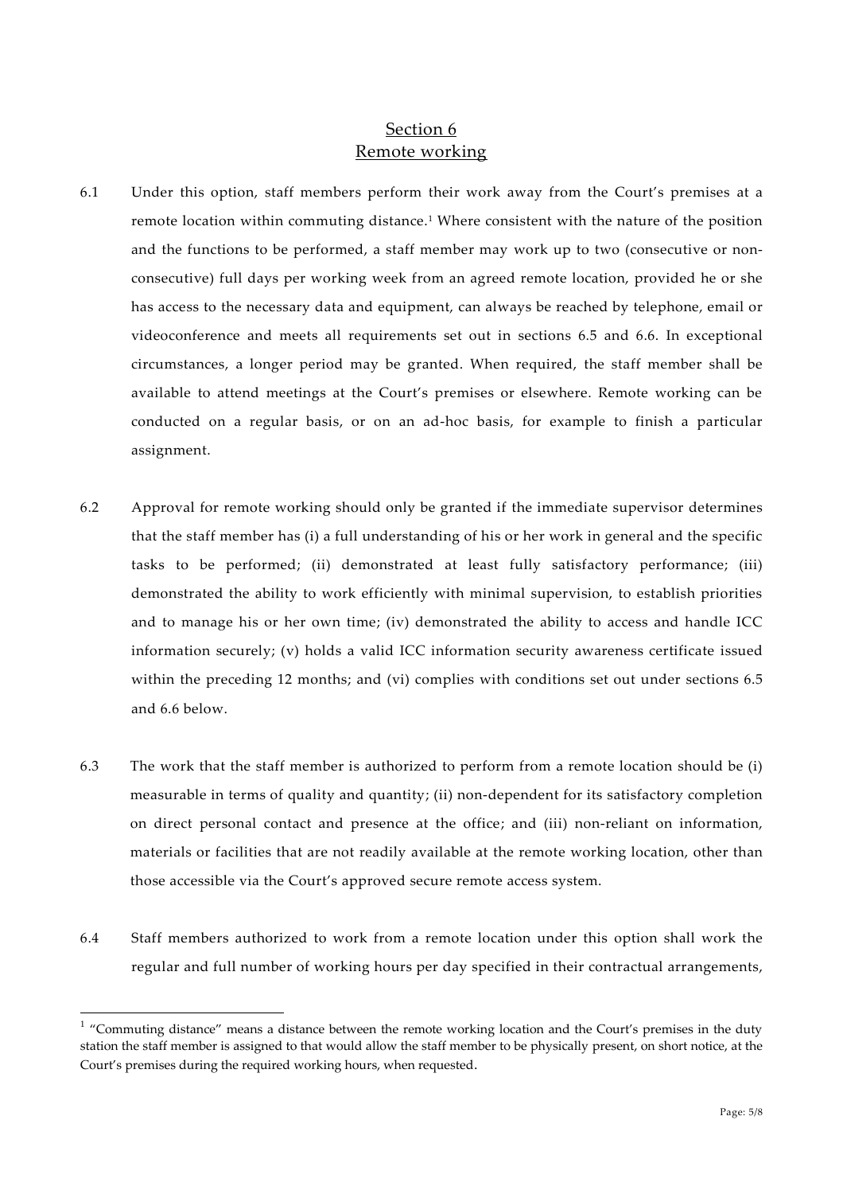## Section 6
## Remote working

6.1 Under this option, staff members perform their work away from the Court's premises at a remote location within commuting distance.[1] Where consistent with the nature of the position and the functions to be performed, a staff member may work up to two (consecutive or non-consecutive) full days per working week from an agreed remote location, provided he or she has access to the necessary data and equipment, can always be reached by telephone, email or videoconference and meets all requirements set out in sections 6.5 and 6.6. In exceptional circumstances, a longer period may be granted. When required, the staff member shall be available to attend meetings at the Court's premises or elsewhere. Remote working can be conducted on a regular basis, or on an ad-hoc basis, for example to finish a particular assignment.

6.2 Approval for remote working should only be granted if the immediate supervisor determines that the staff member has (i) a full understanding of his or her work in general and the specific tasks to be performed; (ii) demonstrated at least fully satisfactory performance; (iii) demonstrated the ability to work efficiently with minimal supervision, to establish priorities and to manage his or her own time; (iv) demonstrated the ability to access and handle ICC information securely; (v) holds a valid ICC information security awareness certificate issued within the preceding 12 months; and (vi) complies with conditions set out under sections 6.5 and 6.6 below.

6.3 The work that the staff member is authorized to perform from a remote location should be (i) measurable in terms of quality and quantity; (ii) non-dependent for its satisfactory completion on direct personal contact and presence at the office; and (iii) non-reliant on information, materials or facilities that are not readily available at the remote working location, other than those accessible via the Court's approved secure remote access system.

6.4 Staff members authorized to work from a remote location under this option shall work the regular and full number of working hours per day specified in their contractual arrangements,

[1] "Commuting distance" means a distance between the remote working location and the Court's premises in the duty station the staff member is assigned to that would allow the staff member to be physically present, on short notice, at the Court's premises during the required working hours, when requested.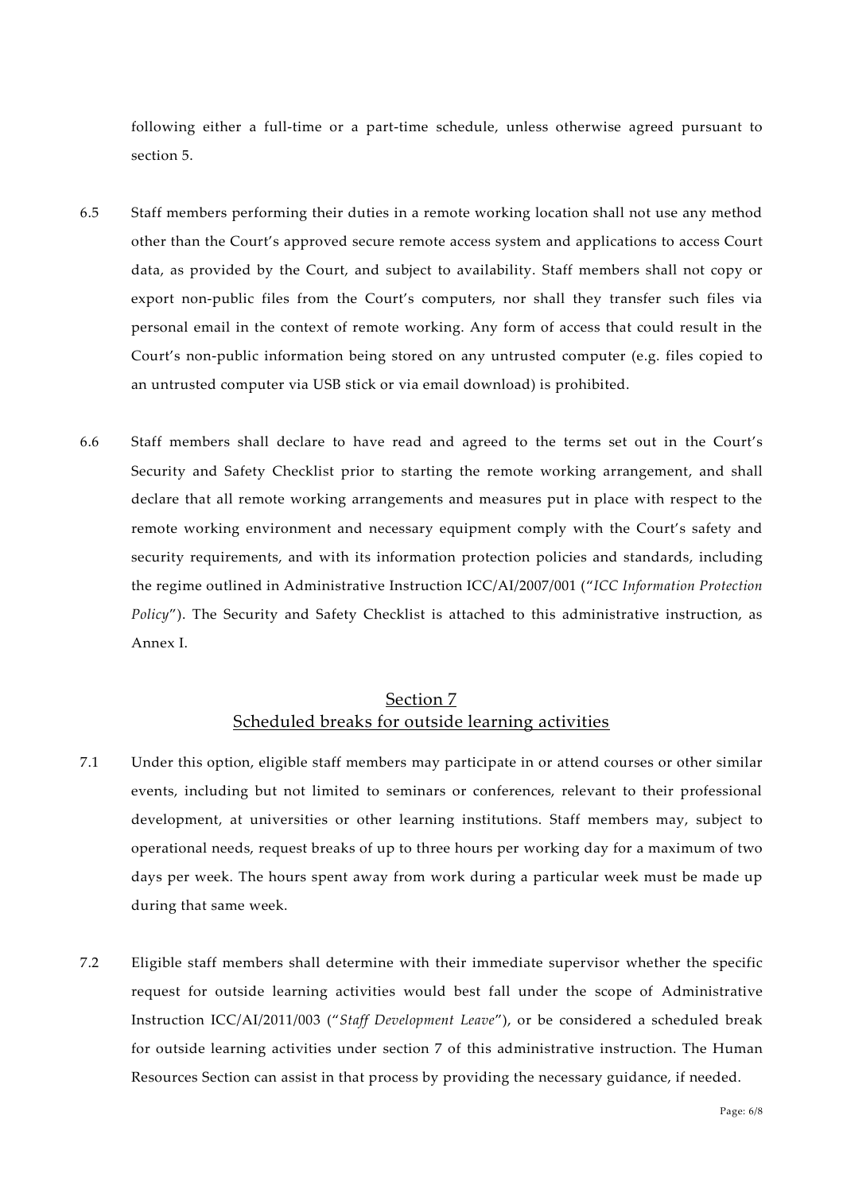following either a full-time or a part-time schedule, unless otherwise agreed pursuant to section 5.

6.5 Staff members performing their duties in a remote working location shall not use any method other than the Court's approved secure remote access system and applications to access Court data, as provided by the Court, and subject to availability. Staff members shall not copy or export non-public files from the Court's computers, nor shall they transfer such files via personal email in the context of remote working. Any form of access that could result in the Court's non-public information being stored on any untrusted computer (e.g. files copied to an untrusted computer via USB stick or via email download) is prohibited.

6.6 Staff members shall declare to have read and agreed to the terms set out in the Court's Security and Safety Checklist prior to starting the remote working arrangement, and shall declare that all remote working arrangements and measures put in place with respect to the remote working environment and necessary equipment comply with the Court's safety and security requirements, and with its information protection policies and standards, including the regime outlined in Administrative Instruction ICC/AI/2007/001 ("*ICC Information Protection Policy*"). The Security and Safety Checklist is attached to this administrative instruction, as Annex I.

## Section 7
## Scheduled breaks for outside learning activities

7.1 Under this option, eligible staff members may participate in or attend courses or other similar events, including but not limited to seminars or conferences, relevant to their professional development, at universities or other learning institutions. Staff members may, subject to operational needs, request breaks of up to three hours per working day for a maximum of two days per week. The hours spent away from work during a particular week must be made up during that same week.

7.2 Eligible staff members shall determine with their immediate supervisor whether the specific request for outside learning activities would best fall under the scope of Administrative Instruction ICC/AI/2011/003 ("*Staff Development Leave*"), or be considered a scheduled break for outside learning activities under section 7 of this administrative instruction. The Human Resources Section can assist in that process by providing the necessary guidance, if needed.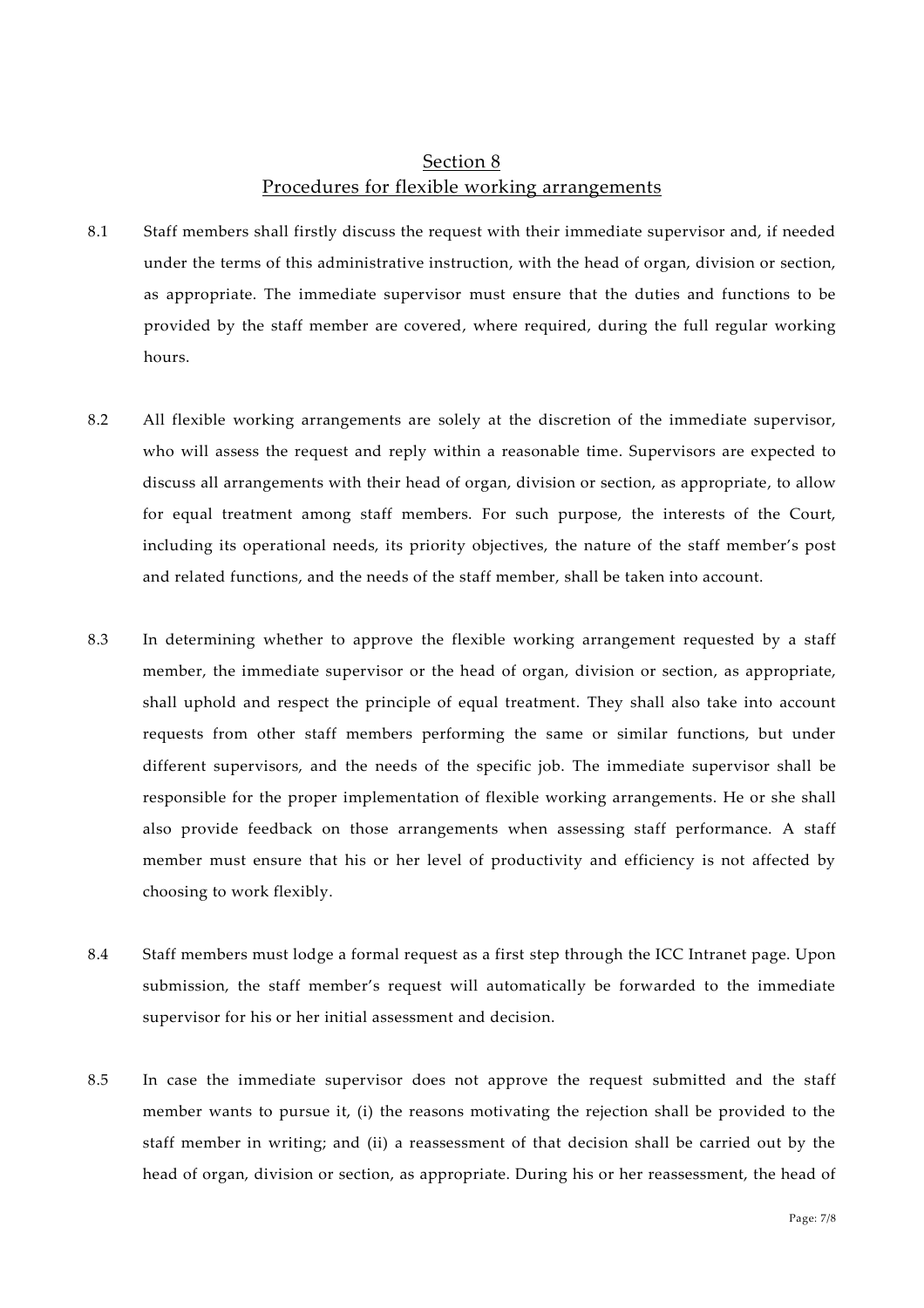## Section 8
## Procedures for flexible working arrangements

8.1 Staff members shall firstly discuss the request with their immediate supervisor and, if needed under the terms of this administrative instruction, with the head of organ, division or section, as appropriate. The immediate supervisor must ensure that the duties and functions to be provided by the staff member are covered, where required, during the full regular working hours.

8.2 All flexible working arrangements are solely at the discretion of the immediate supervisor, who will assess the request and reply within a reasonable time. Supervisors are expected to discuss all arrangements with their head of organ, division or section, as appropriate, to allow for equal treatment among staff members. For such purpose, the interests of the Court, including its operational needs, its priority objectives, the nature of the staff member's post and related functions, and the needs of the staff member, shall be taken into account.

8.3 In determining whether to approve the flexible working arrangement requested by a staff member, the immediate supervisor or the head of organ, division or section, as appropriate, shall uphold and respect the principle of equal treatment. They shall also take into account requests from other staff members performing the same or similar functions, but under different supervisors, and the needs of the specific job. The immediate supervisor shall be responsible for the proper implementation of flexible working arrangements. He or she shall also provide feedback on those arrangements when assessing staff performance. A staff member must ensure that his or her level of productivity and efficiency is not affected by choosing to work flexibly.

8.4 Staff members must lodge a formal request as a first step through the ICC Intranet page. Upon submission, the staff member's request will automatically be forwarded to the immediate supervisor for his or her initial assessment and decision.

8.5 In case the immediate supervisor does not approve the request submitted and the staff member wants to pursue it, (i) the reasons motivating the rejection shall be provided to the staff member in writing; and (ii) a reassessment of that decision shall be carried out by the head of organ, division or section, as appropriate. During his or her reassessment, the head of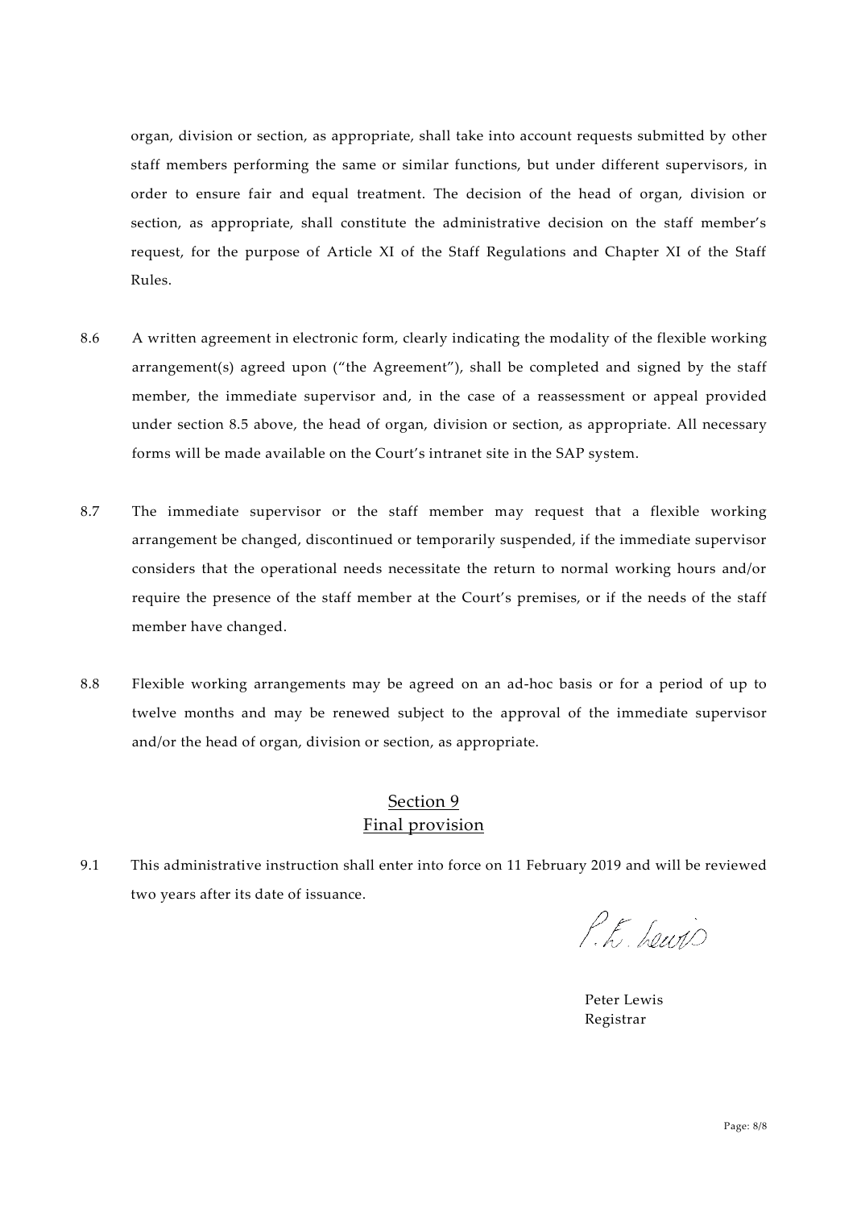organ, division or section, as appropriate, shall take into account requests submitted by other staff members performing the same or similar functions, but under different supervisors, in order to ensure fair and equal treatment. The decision of the head of organ, division or section, as appropriate, shall constitute the administrative decision on the staff member's request, for the purpose of Article XI of the Staff Regulations and Chapter XI of the Staff Rules.

8.6 A written agreement in electronic form, clearly indicating the modality of the flexible working arrangement(s) agreed upon ("the Agreement"), shall be completed and signed by the staff member, the immediate supervisor and, in the case of a reassessment or appeal provided under section 8.5 above, the head of organ, division or section, as appropriate. All necessary forms will be made available on the Court's intranet site in the SAP system.

8.7 The immediate supervisor or the staff member may request that a flexible working arrangement be changed, discontinued or temporarily suspended, if the immediate supervisor considers that the operational needs necessitate the return to normal working hours and/or require the presence of the staff member at the Court's premises, or if the needs of the staff member have changed.

8.8 Flexible working arrangements may be agreed on an ad-hoc basis or for a period of up to twelve months and may be renewed subject to the approval of the immediate supervisor and/or the head of organ, division or section, as appropriate.

## Section 9
## Final provision

9.1 This administrative instruction shall enter into force on 11 February 2019 and will be reviewed two years after its date of issuance.

P.E. Lewis

Peter Lewis
Registrar